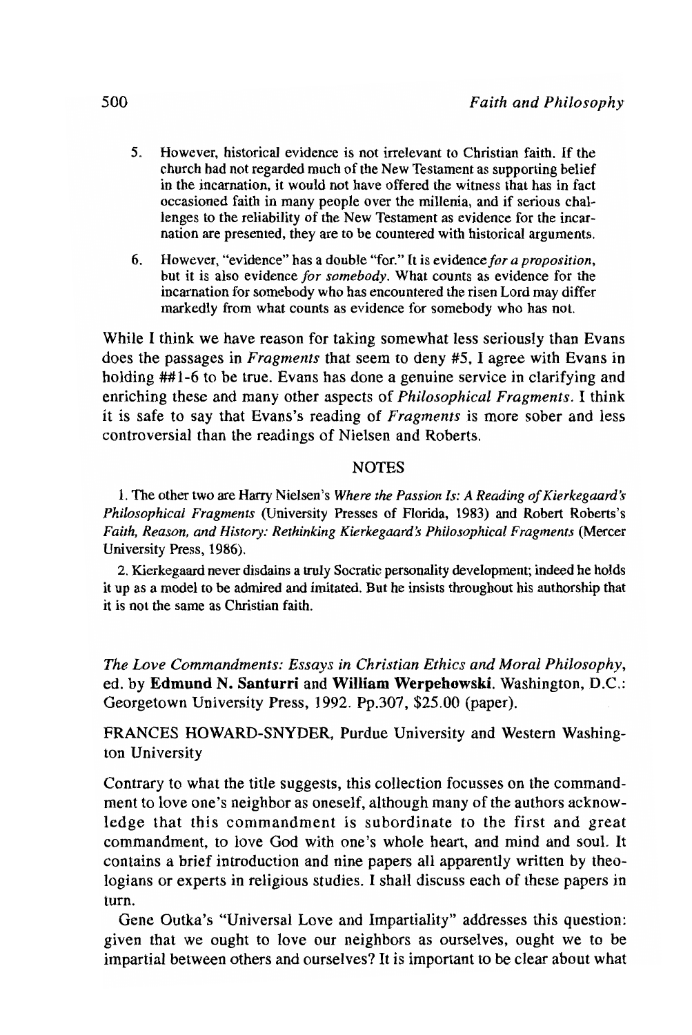5. However, historical evidence is not irrelevant to Christian faith. If the church had not regarded much of the New Testament as supporting belief in the incarnation, it would not have offered the witness that has in fact occasioned faith in many people over the millenia, and if serious challenges to the reliability of the New Testament as evidence for the incarnation are presented, they are to be countered with historical arguments.

6. However, "evidence" has a double "for." It is evidence *for a proposition*, but it is also evidence *for somebody*. What counts as evidence for the incarnation for somebody who has encountered the risen Lord may differ markedly from what counts as evidence for somebody who has not.

While I think we have reason for taking somewhat less seriously than Evans does the passages in *Fragments* that seem to deny #5, I agree with Evans in holding ##1-6 to be true. Evans has done a genuine service in clarifying and enriching these and many other aspects of *Philosophical Fragments*. I think it is safe to say that Evans's reading of *Fragments* is more sober and less controversial than the readings of Nielsen and Roberts.

## NOTES

1. The other two are Harry Nielsen's *Where the Passion Is: A Reading of Kierkegaard's Philosophical Fragments* (University Presses of Florida, 1983) and Robert Roberts's *Faith, Reason, and History: Rethinking Kierkegaard's Philosophical Fragments* (Mercer University Press, 1986).

2. Kierkegaard never disdains a truly Socratic personality development; indeed he holds it up as a model to be admired and imitated. But he insists throughout his authorship that it is not the same as Christian faith.

*The Love Commandments: Essays in Christian Ethics and Moral Philosophy*, ed. by **Edmund N. Santurri** and **William Werpehowski**. Washington, D.C.: Georgetown University Press, 1992. Pp.307, $25.00 (paper).

FRANCES HOWARD-SNYDER, Purdue University and Western Washington University

Contrary to what the title suggests, this collection focusses on the commandment to love one's neighbor as oneself, although many of the authors acknowledge that this commandment is subordinate to the first and great commandment, to love God with one's whole heart, and mind and soul. It contains a brief introduction and nine papers all apparently written by theologians or experts in religious studies. I shall discuss each of these papers in turn.

Gene Outka's "Universal Love and Impartiality" addresses this question: given that we ought to love our neighbors as ourselves, ought we to be impartial between others and ourselves? It is important to be clear about what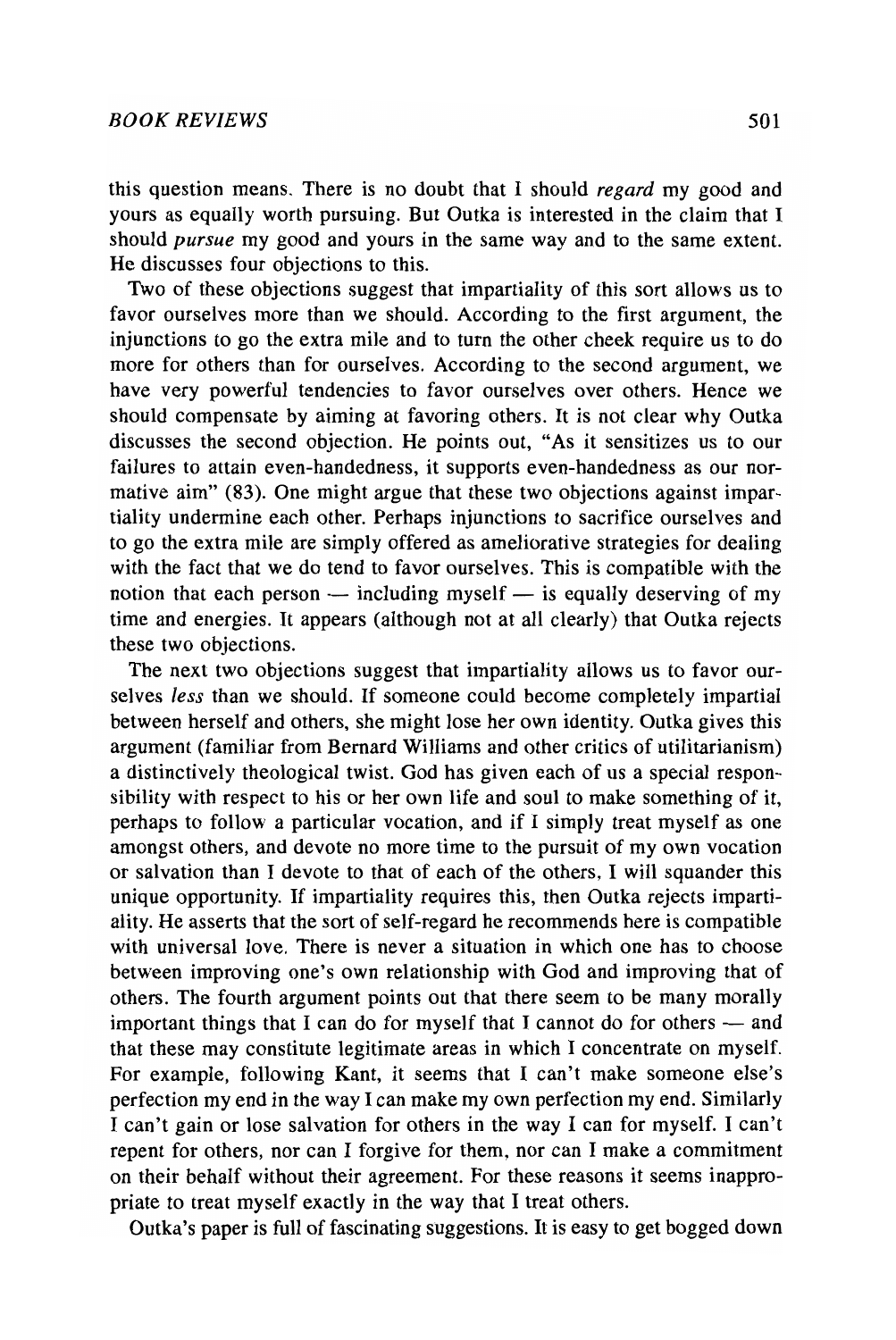this question means. There is no doubt that I should *regard* my good and yours as equally worth pursuing. But Outka is interested in the claim that I should *pursue* my good and yours in the same way and to the same extent. He discusses four objections to this.

Two of these objections suggest that impartiality of this sort allows us to favor ourselves more than we should. According to the first argument, the injunctions to go the extra mile and to turn the other cheek require us to do more for others than for ourselves. According to the second argument, we have very powerful tendencies to favor ourselves over others. Hence we should compensate by aiming at favoring others. It is not clear why Outka discusses the second objection. He points out, "As it sensitizes us to our failures to attain even-handedness, it supports even-handedness as our normative aim" (83). One might argue that these two objections against impartiality undermine each other. Perhaps injunctions to sacrifice ourselves and to go the extra mile are simply offered as ameliorative strategies for dealing with the fact that we do tend to favor ourselves. This is compatible with the notion that each person — including myself — is equally deserving of my time and energies. It appears (although not at all clearly) that Outka rejects these two objections.

The next two objections suggest that impartiality allows us to favor ourselves *less* than we should. If someone could become completely impartial between herself and others, she might lose her own identity. Outka gives this argument (familiar from Bernard Williams and other critics of utilitarianism) a distinctively theological twist. God has given each of us a special responsibility with respect to his or her own life and soul to make something of it, perhaps to follow a particular vocation, and if I simply treat myself as one amongst others, and devote no more time to the pursuit of my own vocation or salvation than I devote to that of each of the others, I will squander this unique opportunity. If impartiality requires this, then Outka rejects impartiality. He asserts that the sort of self-regard he recommends here is compatible with universal love. There is never a situation in which one has to choose between improving one's own relationship with God and improving that of others. The fourth argument points out that there seem to be many morally important things that I can do for myself that I cannot do for others — and that these may constitute legitimate areas in which I concentrate on myself. For example, following Kant, it seems that I can't make someone else's perfection my end in the way I can make my own perfection my end. Similarly I can't gain or lose salvation for others in the way I can for myself. I can't repent for others, nor can I forgive for them, nor can I make a commitment on their behalf without their agreement. For these reasons it seems inappropriate to treat myself exactly in the way that I treat others.

Outka's paper is full of fascinating suggestions. It is easy to get bogged down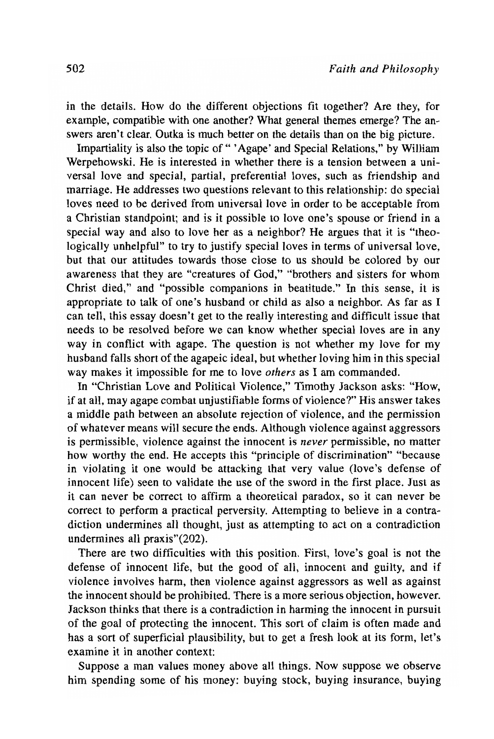in the details. How do the different objections fit together? Are they, for example, compatible with one another? What general themes emerge? The answers aren't clear. Outka is much better on the details than on the big picture.

Impartiality is also the topic of " 'Agape' and Special Relations," by William Werpehowski. He is interested in whether there is a tension between a universal love and special, partial, preferential loves, such as friendship and marriage. He addresses two questions relevant to this relationship: do special loves need to be derived from universal love in order to be acceptable from a Christian standpoint; and is it possible to love one's spouse or friend in a special way and also to love her as a neighbor? He argues that it is "theologically unhelpful" to try to justify special loves in terms of universal love, but that our attitudes towards those close to us should be colored by our awareness that they are "creatures of God," "brothers and sisters for whom Christ died," and "possible companions in beatitude." In this sense, it is appropriate to talk of one's husband or child as also a neighbor. As far as I can tell, this essay doesn't get to the really interesting and difficult issue that needs to be resolved before we can know whether special loves are in any way in conflict with agape. The question is not whether my love for my husband falls short of the agapeic ideal, but whether loving him in this special way makes it impossible for me to love *others* as I am commanded.

In "Christian Love and Political Violence," Timothy Jackson asks: "How, if at all, may agape combat unjustifiable forms of violence?" His answer takes a middle path between an absolute rejection of violence, and the permission of whatever means will secure the ends. Although violence against aggressors is permissible, violence against the innocent is *never* permissible, no matter how worthy the end. He accepts this "principle of discrimination" "because in violating it one would be attacking that very value (love's defense of innocent life) seen to validate the use of the sword in the first place. Just as it can never be correct to affirm a theoretical paradox, so it can never be correct to perform a practical perversity. Attempting to believe in a contradiction undermines all thought, just as attempting to act on a contradiction undermines all praxis"(202).

There are two difficulties with this position. First, love's goal is not the defense of innocent life, but the good of all, innocent and guilty, and if violence involves harm, then violence against aggressors as well as against the innocent should be prohibited. There is a more serious objection, however. Jackson thinks that there is a contradiction in harming the innocent in pursuit of the goal of protecting the innocent. This sort of claim is often made and has a sort of superficial plausibility, but to get a fresh look at its form, let's examine it in another context:

Suppose a man values money above all things. Now suppose we observe him spending some of his money: buying stock, buying insurance, buying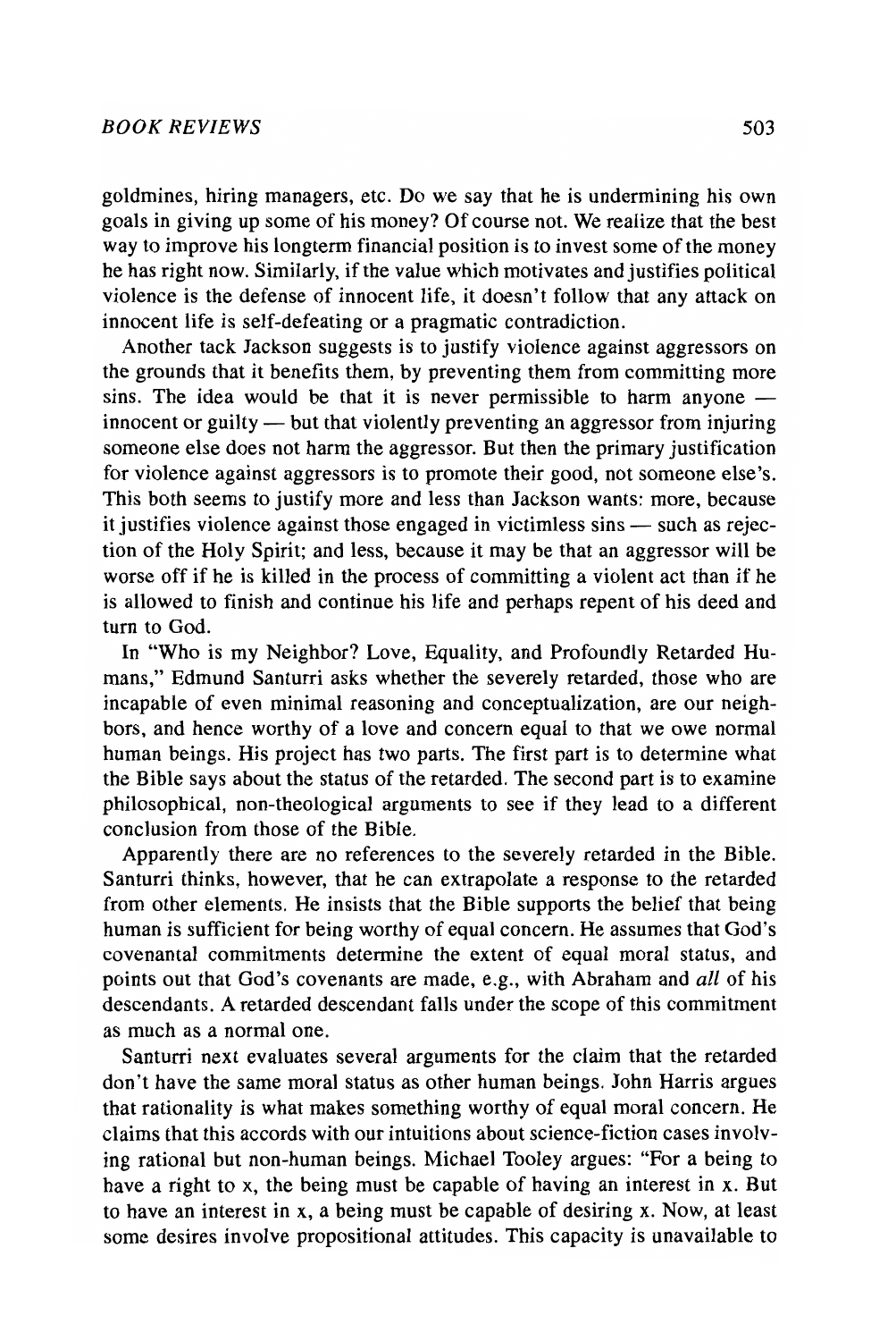goldmines, hiring managers, etc. Do we say that he is undermining his own goals in giving up some of his money? Of course not. We realize that the best way to improve his longterm financial position is to invest some of the money he has right now. Similarly, if the value which motivates and justifies political violence is the defense of innocent life, it doesn't follow that any attack on innocent life is self-defeating or a pragmatic contradiction.

Another tack Jackson suggests is to justify violence against aggressors on the grounds that it benefits them, by preventing them from committing more sins. The idea would be that it is never permissible to harm anyone — innocent or guilty — but that violently preventing an aggressor from injuring someone else does not harm the aggressor. But then the primary justification for violence against aggressors is to promote their good, not someone else's. This both seems to justify more and less than Jackson wants: more, because it justifies violence against those engaged in victimless sins — such as rejection of the Holy Spirit; and less, because it may be that an aggressor will be worse off if he is killed in the process of committing a violent act than if he is allowed to finish and continue his life and perhaps repent of his deed and turn to God.

In "Who is my Neighbor? Love, Equality, and Profoundly Retarded Humans," Edmund Santurri asks whether the severely retarded, those who are incapable of even minimal reasoning and conceptualization, are our neighbors, and hence worthy of a love and concern equal to that we owe normal human beings. His project has two parts. The first part is to determine what the Bible says about the status of the retarded. The second part is to examine philosophical, non-theological arguments to see if they lead to a different conclusion from those of the Bible.

Apparently there are no references to the severely retarded in the Bible. Santurri thinks, however, that he can extrapolate a response to the retarded from other elements. He insists that the Bible supports the belief that being human is sufficient for being worthy of equal concern. He assumes that God's covenantal commitments determine the extent of equal moral status, and points out that God's covenants are made, e.g., with Abraham and *all* of his descendants. A retarded descendant falls under the scope of this commitment as much as a normal one.

Santurri next evaluates several arguments for the claim that the retarded don't have the same moral status as other human beings. John Harris argues that rationality is what makes something worthy of equal moral concern. He claims that this accords with our intuitions about science-fiction cases involving rational but non-human beings. Michael Tooley argues: "For a being to have a right to x, the being must be capable of having an interest in x. But to have an interest in x, a being must be capable of desiring x. Now, at least some desires involve propositional attitudes. This capacity is unavailable to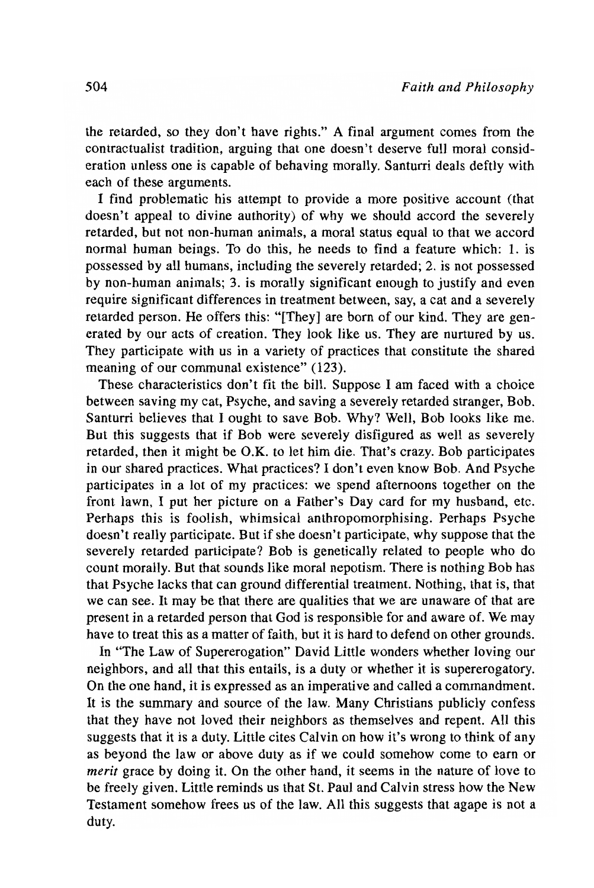the retarded, so they don't have rights." A final argument comes from the contractualist tradition, arguing that one doesn't deserve full moral consideration unless one is capable of behaving morally. Santurri deals deftly with each of these arguments.

I find problematic his attempt to provide a more positive account (that doesn't appeal to divine authority) of why we should accord the severely retarded, but not non-human animals, a moral status equal to that we accord normal human beings. To do this, he needs to find a feature which: 1. is possessed by all humans, including the severely retarded; 2. is not possessed by non-human animals; 3. is morally significant enough to justify and even require significant differences in treatment between, say, a cat and a severely retarded person. He offers this: "[They] are born of our kind. They are generated by our acts of creation. They look like us. They are nurtured by us. They participate with us in a variety of practices that constitute the shared meaning of our communal existence" (123).

These characteristics don't fit the bill. Suppose I am faced with a choice between saving my cat, Psyche, and saving a severely retarded stranger, Bob. Santurri believes that I ought to save Bob. Why? Well, Bob looks like me. But this suggests that if Bob were severely disfigured as well as severely retarded, then it might be O.K. to let him die. That's crazy. Bob participates in our shared practices. What practices? I don't even know Bob. And Psyche participates in a lot of my practices: we spend afternoons together on the front lawn, I put her picture on a Father's Day card for my husband, etc. Perhaps this is foolish, whimsical anthropomorphising. Perhaps Psyche doesn't really participate. But if she doesn't participate, why suppose that the severely retarded participate? Bob is genetically related to people who do count morally. But that sounds like moral nepotism. There is nothing Bob has that Psyche lacks that can ground differential treatment. Nothing, that is, that we can see. It may be that there are qualities that we are unaware of that are present in a retarded person that God is responsible for and aware of. We may have to treat this as a matter of faith, but it is hard to defend on other grounds.

In "The Law of Supererogation" David Little wonders whether loving our neighbors, and all that this entails, is a duty or whether it is supererogatory. On the one hand, it is expressed as an imperative and called a commandment. It is the summary and source of the law. Many Christians publicly confess that they have not loved their neighbors as themselves and repent. All this suggests that it is a duty. Little cites Calvin on how it's wrong to think of any as beyond the law or above duty as if we could somehow come to earn or *merit* grace by doing it. On the other hand, it seems in the nature of love to be freely given. Little reminds us that St. Paul and Calvin stress how the New Testament somehow frees us of the law. All this suggests that agape is not a duty.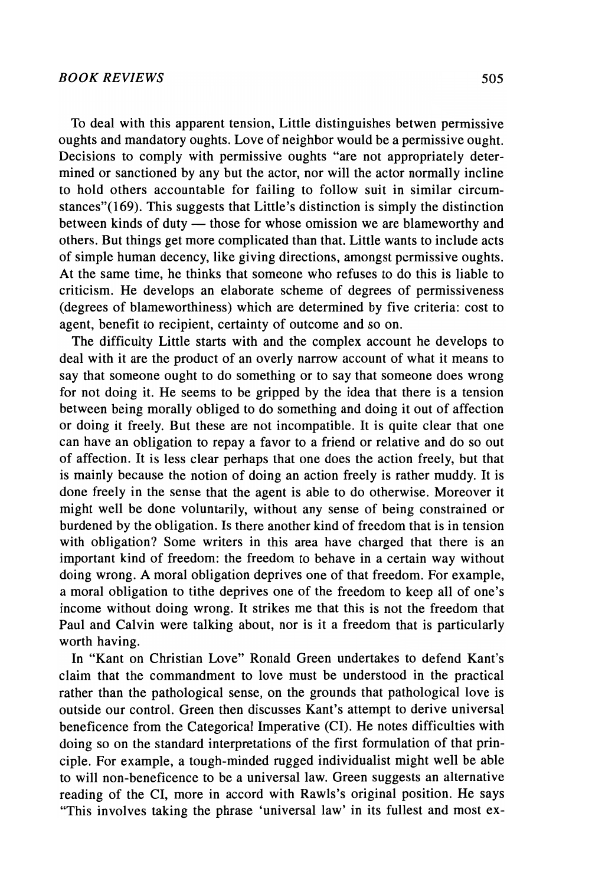To deal with this apparent tension, Little distinguishes betwen permissive oughts and mandatory oughts. Love of neighbor would be a permissive ought. Decisions to comply with permissive oughts "are not appropriately determined or sanctioned by any but the actor, nor will the actor normally incline to hold others accountable for failing to follow suit in similar circumstances"(169). This suggests that Little's distinction is simply the distinction between kinds of duty — those for whose omission we are blameworthy and others. But things get more complicated than that. Little wants to include acts of simple human decency, like giving directions, amongst permissive oughts. At the same time, he thinks that someone who refuses to do this is liable to criticism. He develops an elaborate scheme of degrees of permissiveness (degrees of blameworthiness) which are determined by five criteria: cost to agent, benefit to recipient, certainty of outcome and so on.

The difficulty Little starts with and the complex account he develops to deal with it are the product of an overly narrow account of what it means to say that someone ought to do something or to say that someone does wrong for not doing it. He seems to be gripped by the idea that there is a tension between being morally obliged to do something and doing it out of affection or doing it freely. But these are not incompatible. It is quite clear that one can have an obligation to repay a favor to a friend or relative and do so out of affection. It is less clear perhaps that one does the action freely, but that is mainly because the notion of doing an action freely is rather muddy. It is done freely in the sense that the agent is able to do otherwise. Moreover it might well be done voluntarily, without any sense of being constrained or burdened by the obligation. Is there another kind of freedom that is in tension with obligation? Some writers in this area have charged that there is an important kind of freedom: the freedom to behave in a certain way without doing wrong. A moral obligation deprives one of that freedom. For example, a moral obligation to tithe deprives one of the freedom to keep all of one's income without doing wrong. It strikes me that this is not the freedom that Paul and Calvin were talking about, nor is it a freedom that is particularly worth having.

In "Kant on Christian Love" Ronald Green undertakes to defend Kant's claim that the commandment to love must be understood in the practical rather than the pathological sense, on the grounds that pathological love is outside our control. Green then discusses Kant's attempt to derive universal beneficence from the Categorical Imperative (CI). He notes difficulties with doing so on the standard interpretations of the first formulation of that principle. For example, a tough-minded rugged individualist might well be able to will non-beneficence to be a universal law. Green suggests an alternative reading of the CI, more in accord with Rawls's original position. He says "This involves taking the phrase 'universal law' in its fullest and most ex-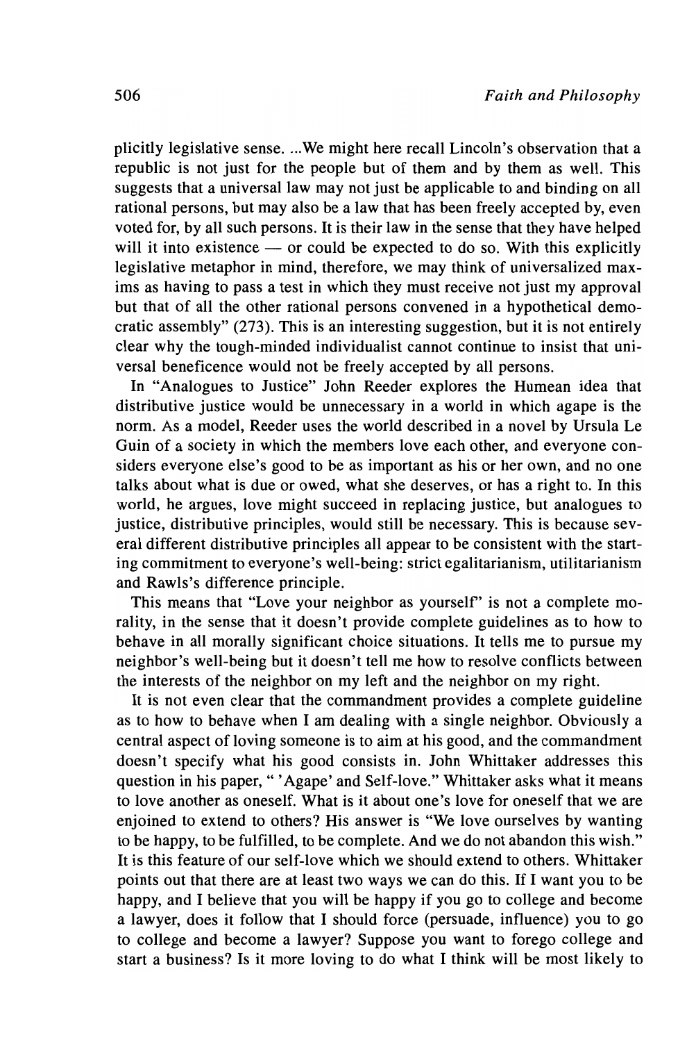plicitly legislative sense. ...We might here recall Lincoln's observation that a republic is not just for the people but of them and by them as well. This suggests that a universal law may not just be applicable to and binding on all rational persons, but may also be a law that has been freely accepted by, even voted for, by all such persons. It is their law in the sense that they have helped will it into existence — or could be expected to do so. With this explicitly legislative metaphor in mind, therefore, we may think of universalized maxims as having to pass a test in which they must receive not just my approval but that of all the other rational persons convened in a hypothetical democratic assembly" (273). This is an interesting suggestion, but it is not entirely clear why the tough-minded individualist cannot continue to insist that universal beneficence would not be freely accepted by all persons.

In "Analogues to Justice" John Reeder explores the Humean idea that distributive justice would be unnecessary in a world in which agape is the norm. As a model, Reeder uses the world described in a novel by Ursula Le Guin of a society in which the members love each other, and everyone considers everyone else's good to be as important as his or her own, and no one talks about what is due or owed, what she deserves, or has a right to. In this world, he argues, love might succeed in replacing justice, but analogues to justice, distributive principles, would still be necessary. This is because several different distributive principles all appear to be consistent with the starting commitment to everyone's well-being: strict egalitarianism, utilitarianism and Rawls's difference principle.

This means that "Love your neighbor as yourself" is not a complete morality, in the sense that it doesn't provide complete guidelines as to how to behave in all morally significant choice situations. It tells me to pursue my neighbor's well-being but it doesn't tell me how to resolve conflicts between the interests of the neighbor on my left and the neighbor on my right.

It is not even clear that the commandment provides a complete guideline as to how to behave when I am dealing with a single neighbor. Obviously a central aspect of loving someone is to aim at his good, and the commandment doesn't specify what his good consists in. John Whittaker addresses this question in his paper, " 'Agape' and Self-love." Whittaker asks what it means to love another as oneself. What is it about one's love for oneself that we are enjoined to extend to others? His answer is "We love ourselves by wanting to be happy, to be fulfilled, to be complete. And we do not abandon this wish." It is this feature of our self-love which we should extend to others. Whittaker points out that there are at least two ways we can do this. If I want you to be happy, and I believe that you will be happy if you go to college and become a lawyer, does it follow that I should force (persuade, influence) you to go to college and become a lawyer? Suppose you want to forego college and start a business? Is it more loving to do what I think will be most likely to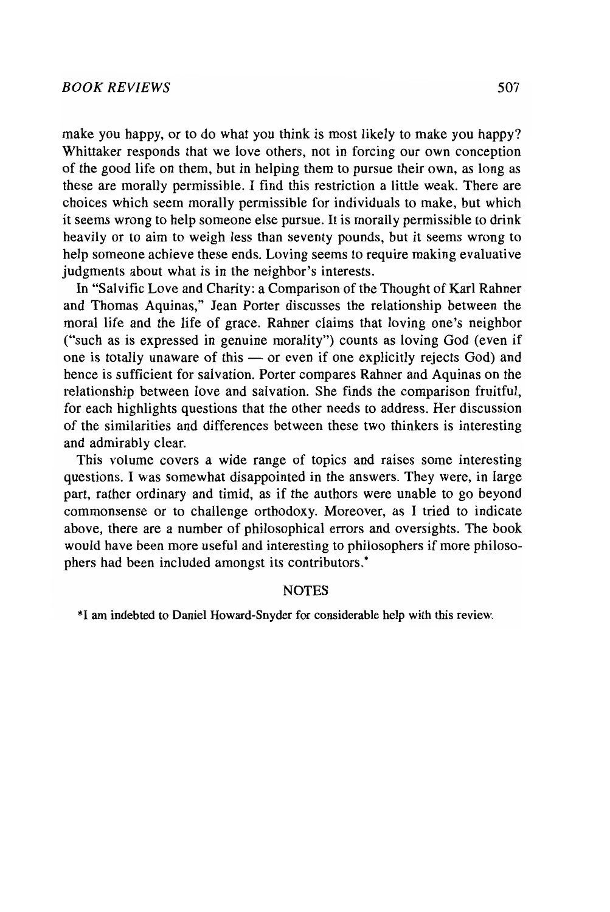make you happy, or to do what you think is most likely to make you happy? Whittaker responds that we love others, not in forcing our own conception of the good life on them, but in helping them to pursue their own, as long as these are morally permissible. I find this restriction a little weak. There are choices which seem morally permissible for individuals to make, but which it seems wrong to help someone else pursue. It is morally permissible to drink heavily or to aim to weigh less than seventy pounds, but it seems wrong to help someone achieve these ends. Loving seems to require making evaluative judgments about what is in the neighbor's interests.

In "Salvific Love and Charity: a Comparison of the Thought of Karl Rahner and Thomas Aquinas," Jean Porter discusses the relationship between the moral life and the life of grace. Rahner claims that loving one's neighbor ("such as is expressed in genuine morality") counts as loving God (even if one is totally unaware of this — or even if one explicitly rejects God) and hence is sufficient for salvation. Porter compares Rahner and Aquinas on the relationship between love and salvation. She finds the comparison fruitful, for each highlights questions that the other needs to address. Her discussion of the similarities and differences between these two thinkers is interesting and admirably clear.

This volume covers a wide range of topics and raises some interesting questions. I was somewhat disappointed in the answers. They were, in large part, rather ordinary and timid, as if the authors were unable to go beyond commonsense or to challenge orthodoxy. Moreover, as I tried to indicate above, there are a number of philosophical errors and oversights. The book would have been more useful and interesting to philosophers if more philosophers had been included amongst its contributors.*

## NOTES

*I am indebted to Daniel Howard-Snyder for considerable help with this review.